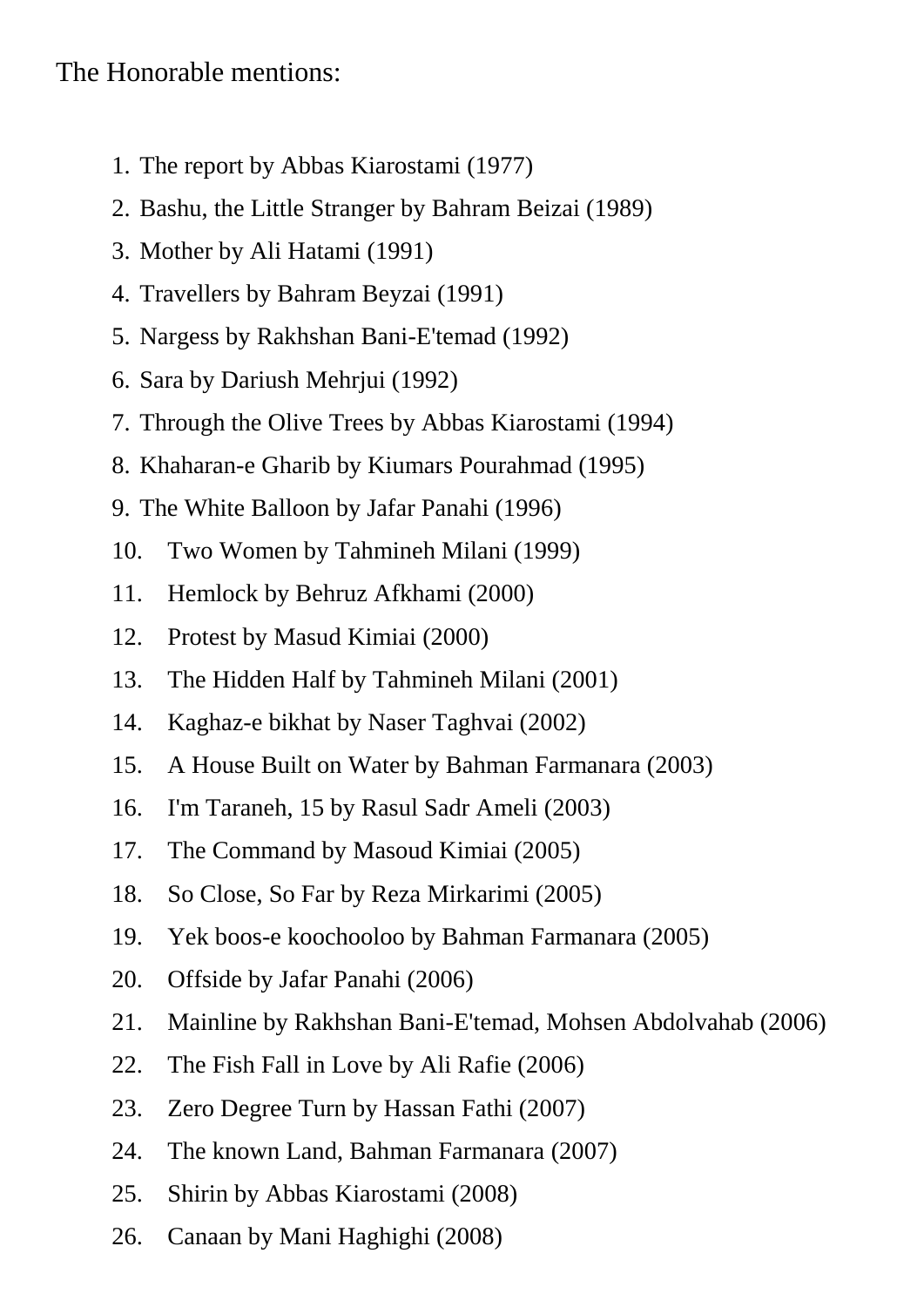The Honorable mentions:

1. The report by Abbas Kiarostami (1977)
2. Bashu, the Little Stranger by Bahram Beizai (1989)
3. Mother by Ali Hatami (1991)
4. Travellers by Bahram Beyzai (1991)
5. Nargess by Rakhshan Bani-E'temad (1992)
6. Sara by Dariush Mehrjui (1992)
7. Through the Olive Trees by Abbas Kiarostami (1994)
8. Khaharan-e Gharib by Kiumars Pourahmad (1995)
9. The White Balloon by Jafar Panahi (1996)
10. Two Women by Tahmineh Milani (1999)
11. Hemlock by Behruz Afkhami (2000)
12. Protest by Masud Kimiai (2000)
13. The Hidden Half by Tahmineh Milani (2001)
14. Kaghaz-e bikhat by Naser Taghvai (2002)
15. A House Built on Water by Bahman Farmanara (2003)
16. I'm Taraneh, 15 by Rasul Sadr Ameli (2003)
17. The Command by Masoud Kimiai (2005)
18. So Close, So Far by Reza Mirkarimi (2005)
19. Yek boos-e koochooloo by Bahman Farmanara (2005)
20. Offside by Jafar Panahi (2006)
21. Mainline by Rakhshan Bani-E'temad, Mohsen Abdolvahab (2006)
22. The Fish Fall in Love by Ali Rafie (2006)
23. Zero Degree Turn by Hassan Fathi (2007)
24. The known Land, Bahman Farmanara (2007)
25. Shirin by Abbas Kiarostami (2008)
26. Canaan by Mani Haghighi (2008)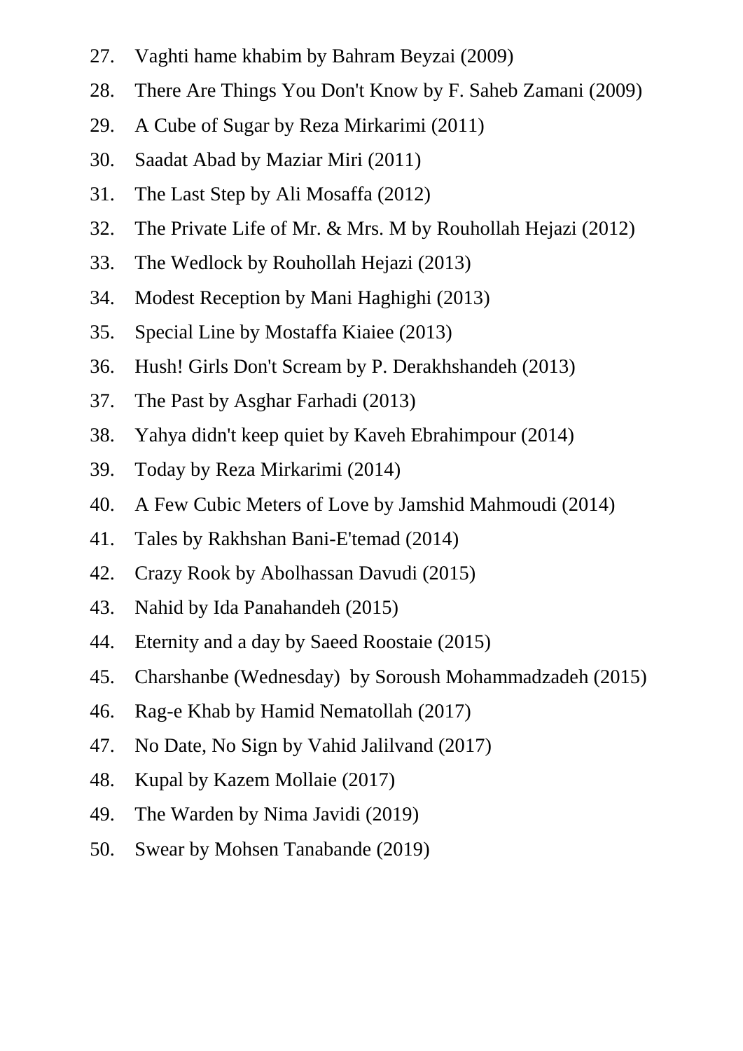27. Vaghti hame khabim by Bahram Beyzai (2009)
28. There Are Things You Don't Know by F. Saheb Zamani (2009)
29. A Cube of Sugar by Reza Mirkarimi (2011)
30. Saadat Abad by Maziar Miri (2011)
31. The Last Step by Ali Mosaffa (2012)
32. The Private Life of Mr. & Mrs. M by Rouhollah Hejazi (2012)
33. The Wedlock by Rouhollah Hejazi (2013)
34. Modest Reception by Mani Haghighi (2013)
35. Special Line by Mostaffa Kiaiee (2013)
36. Hush! Girls Don't Scream by P. Derakhshandeh (2013)
37. The Past by Asghar Farhadi (2013)
38. Yahya didn't keep quiet by Kaveh Ebrahimpour (2014)
39. Today by Reza Mirkarimi (2014)
40. A Few Cubic Meters of Love by Jamshid Mahmoudi (2014)
41. Tales by Rakhshan Bani-E'temad (2014)
42. Crazy Rook by Abolhassan Davudi (2015)
43. Nahid by Ida Panahandeh (2015)
44. Eternity and a day by Saeed Roostaie (2015)
45. Charshanbe (Wednesday) by Soroush Mohammadzadeh (2015)
46. Rag-e Khab by Hamid Nematollah (2017)
47. No Date, No Sign by Vahid Jalilvand (2017)
48. Kupal by Kazem Mollaie (2017)
49. The Warden by Nima Javidi (2019)
50. Swear by Mohsen Tanabande (2019)